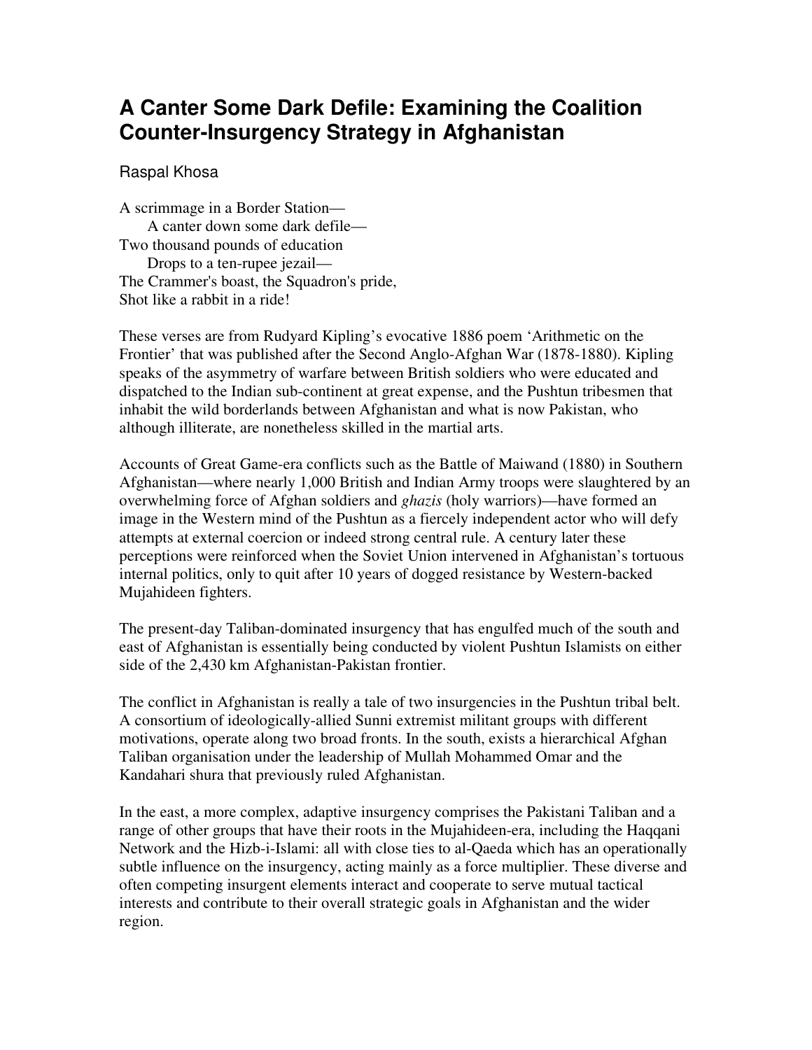# A Canter Some Dark Defile: Examining the Coalition Counter-Insurgency Strategy in Afghanistan

Raspal Khosa

A scrimmage in a Border Station—
  A canter down some dark defile—
Two thousand pounds of education
  Drops to a ten-rupee jezail—
The Crammer's boast, the Squadron's pride,
Shot like a rabbit in a ride!

These verses are from Rudyard Kipling's evocative 1886 poem 'Arithmetic on the Frontier' that was published after the Second Anglo-Afghan War (1878-1880). Kipling speaks of the asymmetry of warfare between British soldiers who were educated and dispatched to the Indian sub-continent at great expense, and the Pushtun tribesmen that inhabit the wild borderlands between Afghanistan and what is now Pakistan, who although illiterate, are nonetheless skilled in the martial arts.

Accounts of Great Game-era conflicts such as the Battle of Maiwand (1880) in Southern Afghanistan—where nearly 1,000 British and Indian Army troops were slaughtered by an overwhelming force of Afghan soldiers and *ghazis* (holy warriors)—have formed an image in the Western mind of the Pushtun as a fiercely independent actor who will defy attempts at external coercion or indeed strong central rule. A century later these perceptions were reinforced when the Soviet Union intervened in Afghanistan's tortuous internal politics, only to quit after 10 years of dogged resistance by Western-backed Mujahideen fighters.

The present-day Taliban-dominated insurgency that has engulfed much of the south and east of Afghanistan is essentially being conducted by violent Pushtun Islamists on either side of the 2,430 km Afghanistan-Pakistan frontier.

The conflict in Afghanistan is really a tale of two insurgencies in the Pushtun tribal belt. A consortium of ideologically-allied Sunni extremist militant groups with different motivations, operate along two broad fronts. In the south, exists a hierarchical Afghan Taliban organisation under the leadership of Mullah Mohammed Omar and the Kandahari shura that previously ruled Afghanistan.

In the east, a more complex, adaptive insurgency comprises the Pakistani Taliban and a range of other groups that have their roots in the Mujahideen-era, including the Haqqani Network and the Hizb-i-Islami: all with close ties to al-Qaeda which has an operationally subtle influence on the insurgency, acting mainly as a force multiplier. These diverse and often competing insurgent elements interact and cooperate to serve mutual tactical interests and contribute to their overall strategic goals in Afghanistan and the wider region.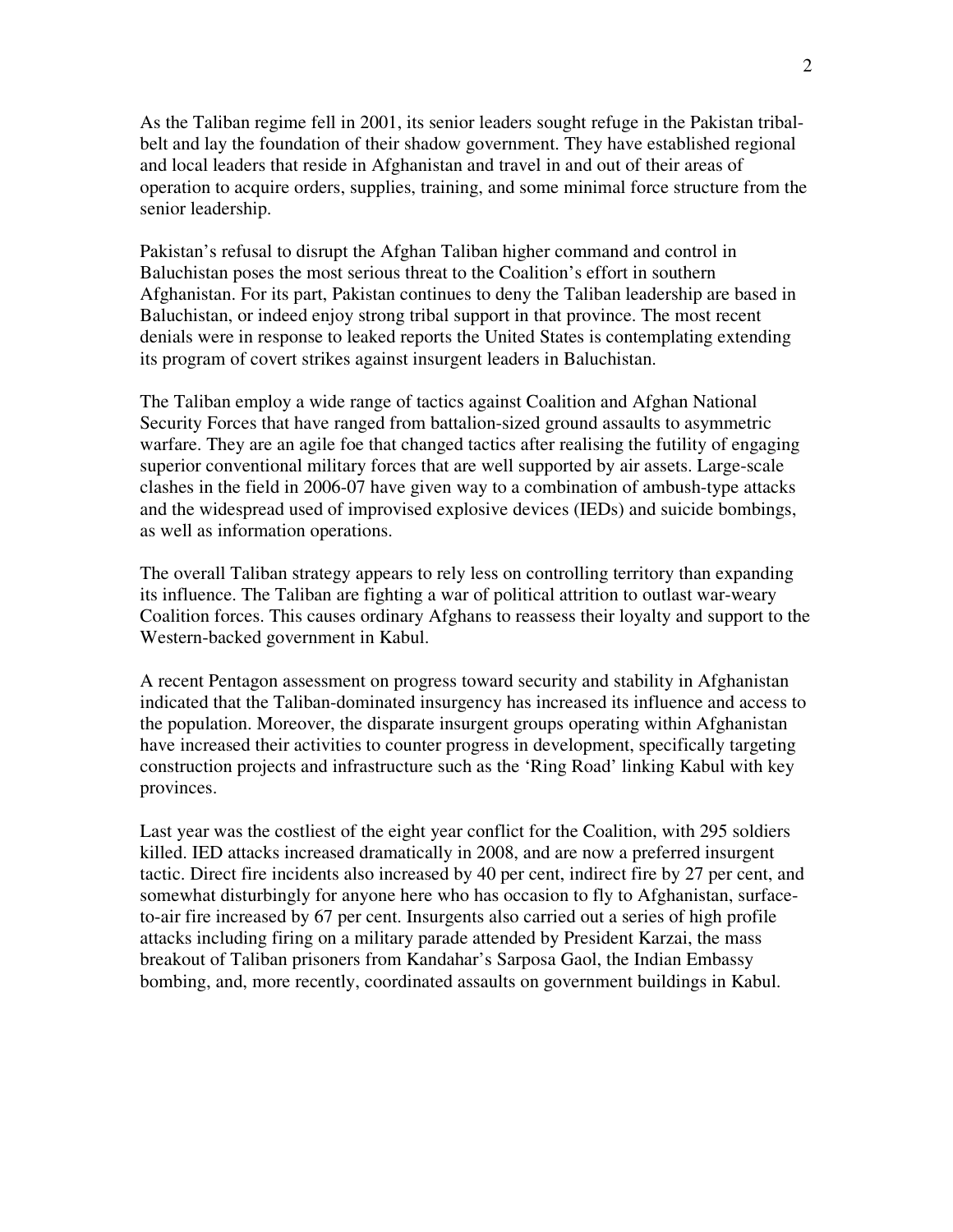As the Taliban regime fell in 2001, its senior leaders sought refuge in the Pakistan tribal-belt and lay the foundation of their shadow government. They have established regional and local leaders that reside in Afghanistan and travel in and out of their areas of operation to acquire orders, supplies, training, and some minimal force structure from the senior leadership.

Pakistan's refusal to disrupt the Afghan Taliban higher command and control in Baluchistan poses the most serious threat to the Coalition's effort in southern Afghanistan. For its part, Pakistan continues to deny the Taliban leadership are based in Baluchistan, or indeed enjoy strong tribal support in that province. The most recent denials were in response to leaked reports the United States is contemplating extending its program of covert strikes against insurgent leaders in Baluchistan.

The Taliban employ a wide range of tactics against Coalition and Afghan National Security Forces that have ranged from battalion-sized ground assaults to asymmetric warfare. They are an agile foe that changed tactics after realising the futility of engaging superior conventional military forces that are well supported by air assets. Large-scale clashes in the field in 2006-07 have given way to a combination of ambush-type attacks and the widespread used of improvised explosive devices (IEDs) and suicide bombings, as well as information operations.

The overall Taliban strategy appears to rely less on controlling territory than expanding its influence. The Taliban are fighting a war of political attrition to outlast war-weary Coalition forces. This causes ordinary Afghans to reassess their loyalty and support to the Western-backed government in Kabul.

A recent Pentagon assessment on progress toward security and stability in Afghanistan indicated that the Taliban-dominated insurgency has increased its influence and access to the population. Moreover, the disparate insurgent groups operating within Afghanistan have increased their activities to counter progress in development, specifically targeting construction projects and infrastructure such as the 'Ring Road' linking Kabul with key provinces.

Last year was the costliest of the eight year conflict for the Coalition, with 295 soldiers killed. IED attacks increased dramatically in 2008, and are now a preferred insurgent tactic. Direct fire incidents also increased by 40 per cent, indirect fire by 27 per cent, and somewhat disturbingly for anyone here who has occasion to fly to Afghanistan, surface-to-air fire increased by 67 per cent. Insurgents also carried out a series of high profile attacks including firing on a military parade attended by President Karzai, the mass breakout of Taliban prisoners from Kandahar's Sarposa Gaol, the Indian Embassy bombing, and, more recently, coordinated assaults on government buildings in Kabul.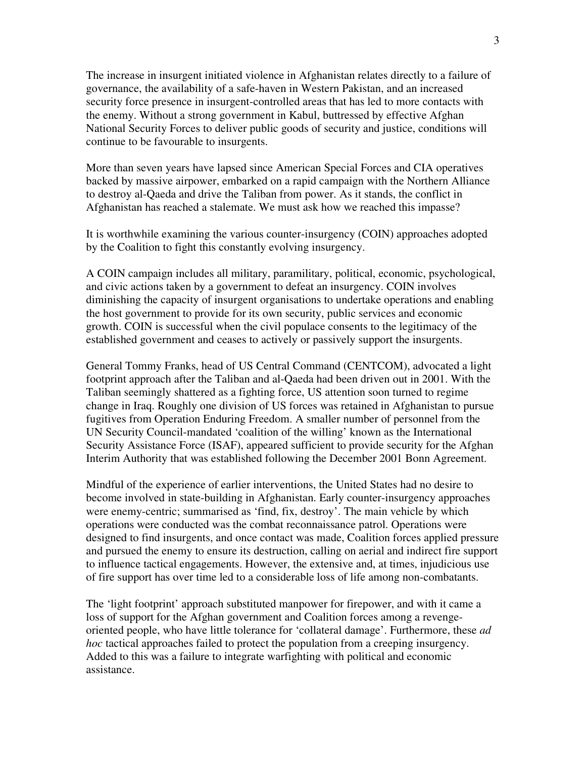The increase in insurgent initiated violence in Afghanistan relates directly to a failure of governance, the availability of a safe-haven in Western Pakistan, and an increased security force presence in insurgent-controlled areas that has led to more contacts with the enemy. Without a strong government in Kabul, buttressed by effective Afghan National Security Forces to deliver public goods of security and justice, conditions will continue to be favourable to insurgents.

More than seven years have lapsed since American Special Forces and CIA operatives backed by massive airpower, embarked on a rapid campaign with the Northern Alliance to destroy al-Qaeda and drive the Taliban from power. As it stands, the conflict in Afghanistan has reached a stalemate. We must ask how we reached this impasse?

It is worthwhile examining the various counter-insurgency (COIN) approaches adopted by the Coalition to fight this constantly evolving insurgency.

A COIN campaign includes all military, paramilitary, political, economic, psychological, and civic actions taken by a government to defeat an insurgency. COIN involves diminishing the capacity of insurgent organisations to undertake operations and enabling the host government to provide for its own security, public services and economic growth. COIN is successful when the civil populace consents to the legitimacy of the established government and ceases to actively or passively support the insurgents.

General Tommy Franks, head of US Central Command (CENTCOM), advocated a light footprint approach after the Taliban and al-Qaeda had been driven out in 2001. With the Taliban seemingly shattered as a fighting force, US attention soon turned to regime change in Iraq. Roughly one division of US forces was retained in Afghanistan to pursue fugitives from Operation Enduring Freedom. A smaller number of personnel from the UN Security Council-mandated 'coalition of the willing' known as the International Security Assistance Force (ISAF), appeared sufficient to provide security for the Afghan Interim Authority that was established following the December 2001 Bonn Agreement.

Mindful of the experience of earlier interventions, the United States had no desire to become involved in state-building in Afghanistan. Early counter-insurgency approaches were enemy-centric; summarised as 'find, fix, destroy'. The main vehicle by which operations were conducted was the combat reconnaissance patrol. Operations were designed to find insurgents, and once contact was made, Coalition forces applied pressure and pursued the enemy to ensure its destruction, calling on aerial and indirect fire support to influence tactical engagements. However, the extensive and, at times, injudicious use of fire support has over time led to a considerable loss of life among non-combatants.

The 'light footprint' approach substituted manpower for firepower, and with it came a loss of support for the Afghan government and Coalition forces among a revenge-oriented people, who have little tolerance for 'collateral damage'. Furthermore, these *ad hoc* tactical approaches failed to protect the population from a creeping insurgency. Added to this was a failure to integrate warfighting with political and economic assistance.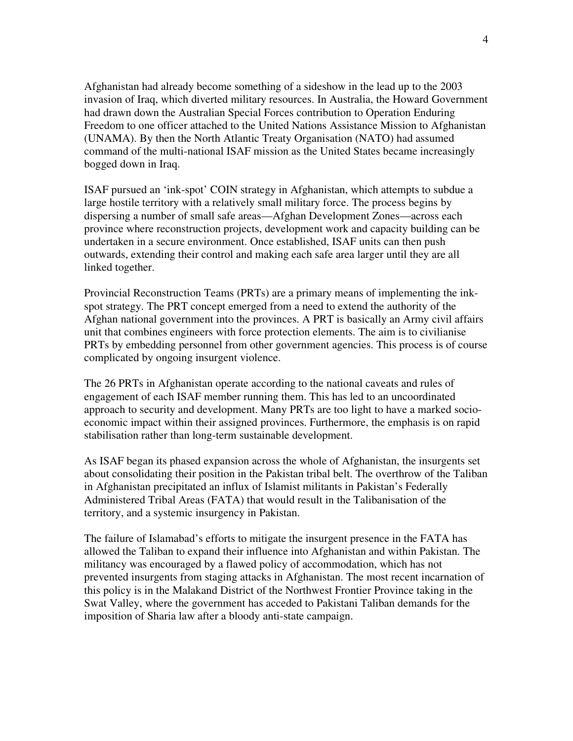Afghanistan had already become something of a sideshow in the lead up to the 2003 invasion of Iraq, which diverted military resources. In Australia, the Howard Government had drawn down the Australian Special Forces contribution to Operation Enduring Freedom to one officer attached to the United Nations Assistance Mission to Afghanistan (UNAMA). By then the North Atlantic Treaty Organisation (NATO) had assumed command of the multi-national ISAF mission as the United States became increasingly bogged down in Iraq.

ISAF pursued an 'ink-spot' COIN strategy in Afghanistan, which attempts to subdue a large hostile territory with a relatively small military force. The process begins by dispersing a number of small safe areas—Afghan Development Zones—across each province where reconstruction projects, development work and capacity building can be undertaken in a secure environment. Once established, ISAF units can then push outwards, extending their control and making each safe area larger until they are all linked together.

Provincial Reconstruction Teams (PRTs) are a primary means of implementing the ink-spot strategy. The PRT concept emerged from a need to extend the authority of the Afghan national government into the provinces. A PRT is basically an Army civil affairs unit that combines engineers with force protection elements. The aim is to civilianise PRTs by embedding personnel from other government agencies. This process is of course complicated by ongoing insurgent violence.

The 26 PRTs in Afghanistan operate according to the national caveats and rules of engagement of each ISAF member running them. This has led to an uncoordinated approach to security and development. Many PRTs are too light to have a marked socio-economic impact within their assigned provinces. Furthermore, the emphasis is on rapid stabilisation rather than long-term sustainable development.

As ISAF began its phased expansion across the whole of Afghanistan, the insurgents set about consolidating their position in the Pakistan tribal belt. The overthrow of the Taliban in Afghanistan precipitated an influx of Islamist militants in Pakistan's Federally Administered Tribal Areas (FATA) that would result in the Talibanisation of the territory, and a systemic insurgency in Pakistan.

The failure of Islamabad's efforts to mitigate the insurgent presence in the FATA has allowed the Taliban to expand their influence into Afghanistan and within Pakistan. The militancy was encouraged by a flawed policy of accommodation, which has not prevented insurgents from staging attacks in Afghanistan. The most recent incarnation of this policy is in the Malakand District of the Northwest Frontier Province taking in the Swat Valley, where the government has acceded to Pakistani Taliban demands for the imposition of Sharia law after a bloody anti-state campaign.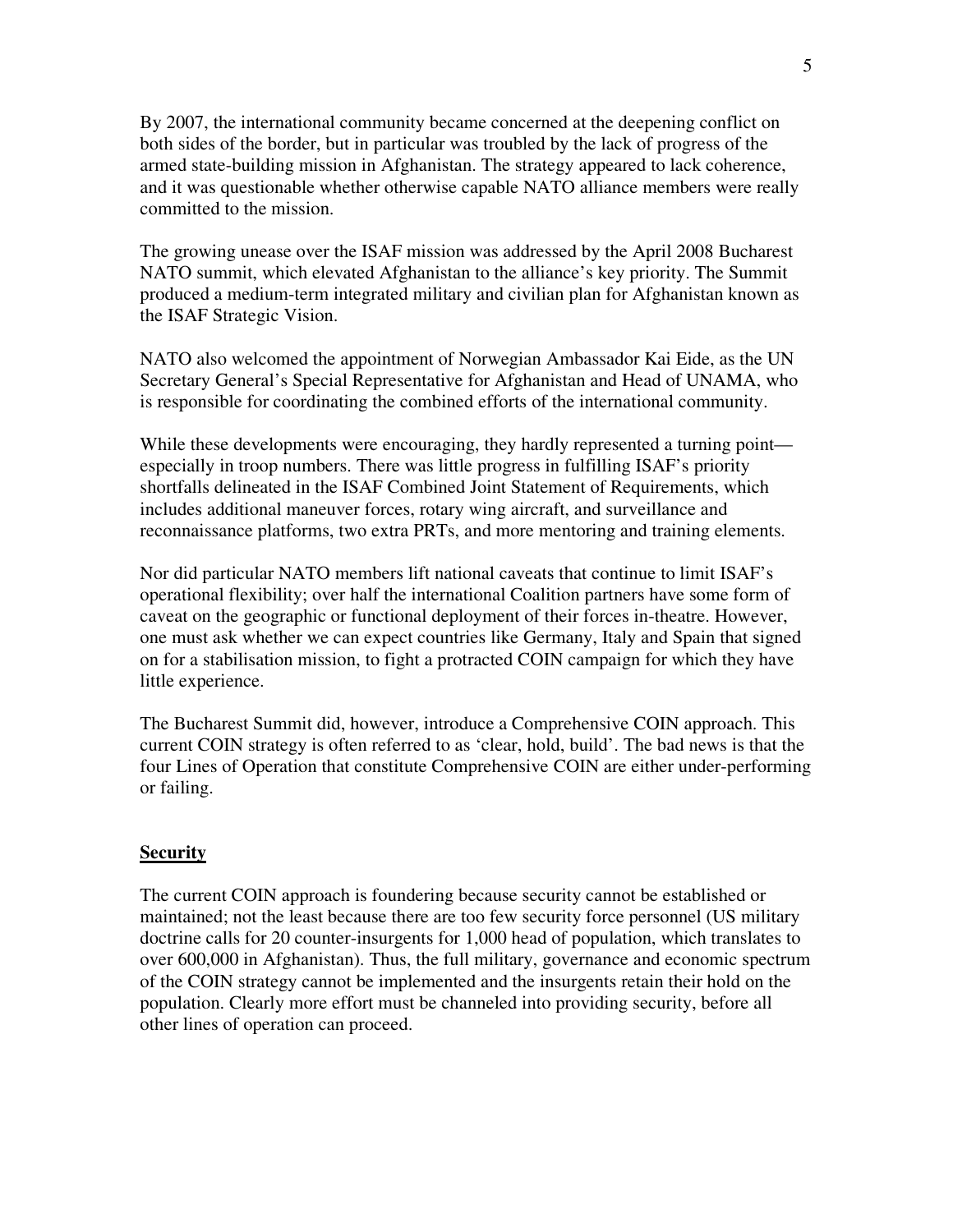By 2007, the international community became concerned at the deepening conflict on both sides of the border, but in particular was troubled by the lack of progress of the armed state-building mission in Afghanistan. The strategy appeared to lack coherence, and it was questionable whether otherwise capable NATO alliance members were really committed to the mission.

The growing unease over the ISAF mission was addressed by the April 2008 Bucharest NATO summit, which elevated Afghanistan to the alliance's key priority. The Summit produced a medium-term integrated military and civilian plan for Afghanistan known as the ISAF Strategic Vision.

NATO also welcomed the appointment of Norwegian Ambassador Kai Eide, as the UN Secretary General's Special Representative for Afghanistan and Head of UNAMA, who is responsible for coordinating the combined efforts of the international community.

While these developments were encouraging, they hardly represented a turning point—especially in troop numbers. There was little progress in fulfilling ISAF's priority shortfalls delineated in the ISAF Combined Joint Statement of Requirements, which includes additional maneuver forces, rotary wing aircraft, and surveillance and reconnaissance platforms, two extra PRTs, and more mentoring and training elements.

Nor did particular NATO members lift national caveats that continue to limit ISAF's operational flexibility; over half the international Coalition partners have some form of caveat on the geographic or functional deployment of their forces in-theatre. However, one must ask whether we can expect countries like Germany, Italy and Spain that signed on for a stabilisation mission, to fight a protracted COIN campaign for which they have little experience.

The Bucharest Summit did, however, introduce a Comprehensive COIN approach. This current COIN strategy is often referred to as 'clear, hold, build'. The bad news is that the four Lines of Operation that constitute Comprehensive COIN are either under-performing or failing.

## Security

The current COIN approach is foundering because security cannot be established or maintained; not the least because there are too few security force personnel (US military doctrine calls for 20 counter-insurgents for 1,000 head of population, which translates to over 600,000 in Afghanistan). Thus, the full military, governance and economic spectrum of the COIN strategy cannot be implemented and the insurgents retain their hold on the population. Clearly more effort must be channeled into providing security, before all other lines of operation can proceed.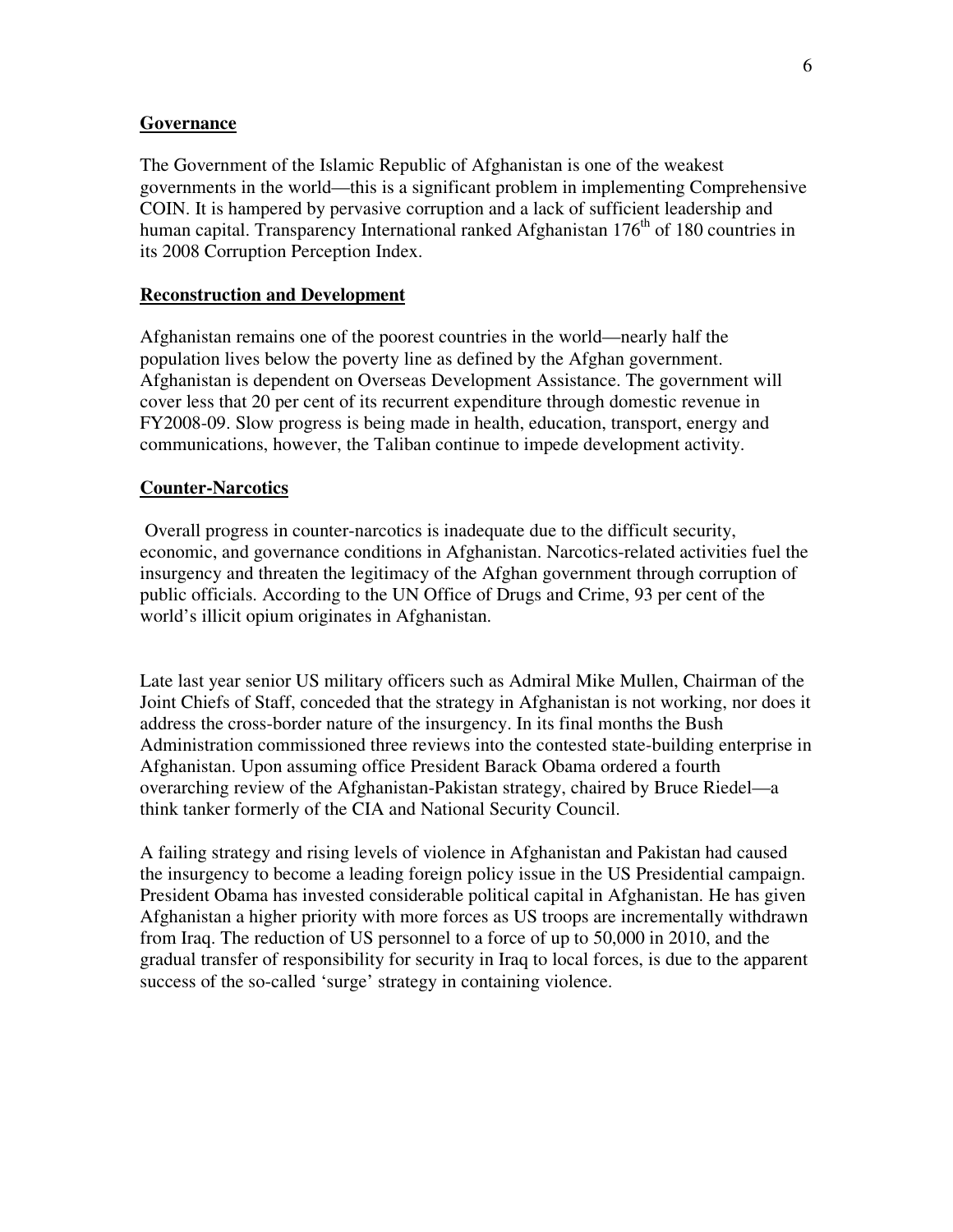**Governance**

The Government of the Islamic Republic of Afghanistan is one of the weakest governments in the world—this is a significant problem in implementing Comprehensive COIN. It is hampered by pervasive corruption and a lack of sufficient leadership and human capital. Transparency International ranked Afghanistan 176th of 180 countries in its 2008 Corruption Perception Index.

**Reconstruction and Development**

Afghanistan remains one of the poorest countries in the world—nearly half the population lives below the poverty line as defined by the Afghan government. Afghanistan is dependent on Overseas Development Assistance. The government will cover less that 20 per cent of its recurrent expenditure through domestic revenue in FY2008-09. Slow progress is being made in health, education, transport, energy and communications, however, the Taliban continue to impede development activity.

**Counter-Narcotics**

Overall progress in counter-narcotics is inadequate due to the difficult security, economic, and governance conditions in Afghanistan. Narcotics-related activities fuel the insurgency and threaten the legitimacy of the Afghan government through corruption of public officials. According to the UN Office of Drugs and Crime, 93 per cent of the world's illicit opium originates in Afghanistan.

Late last year senior US military officers such as Admiral Mike Mullen, Chairman of the Joint Chiefs of Staff, conceded that the strategy in Afghanistan is not working, nor does it address the cross-border nature of the insurgency. In its final months the Bush Administration commissioned three reviews into the contested state-building enterprise in Afghanistan. Upon assuming office President Barack Obama ordered a fourth overarching review of the Afghanistan-Pakistan strategy, chaired by Bruce Riedel—a think tanker formerly of the CIA and National Security Council.

A failing strategy and rising levels of violence in Afghanistan and Pakistan had caused the insurgency to become a leading foreign policy issue in the US Presidential campaign. President Obama has invested considerable political capital in Afghanistan. He has given Afghanistan a higher priority with more forces as US troops are incrementally withdrawn from Iraq. The reduction of US personnel to a force of up to 50,000 in 2010, and the gradual transfer of responsibility for security in Iraq to local forces, is due to the apparent success of the so-called 'surge' strategy in containing violence.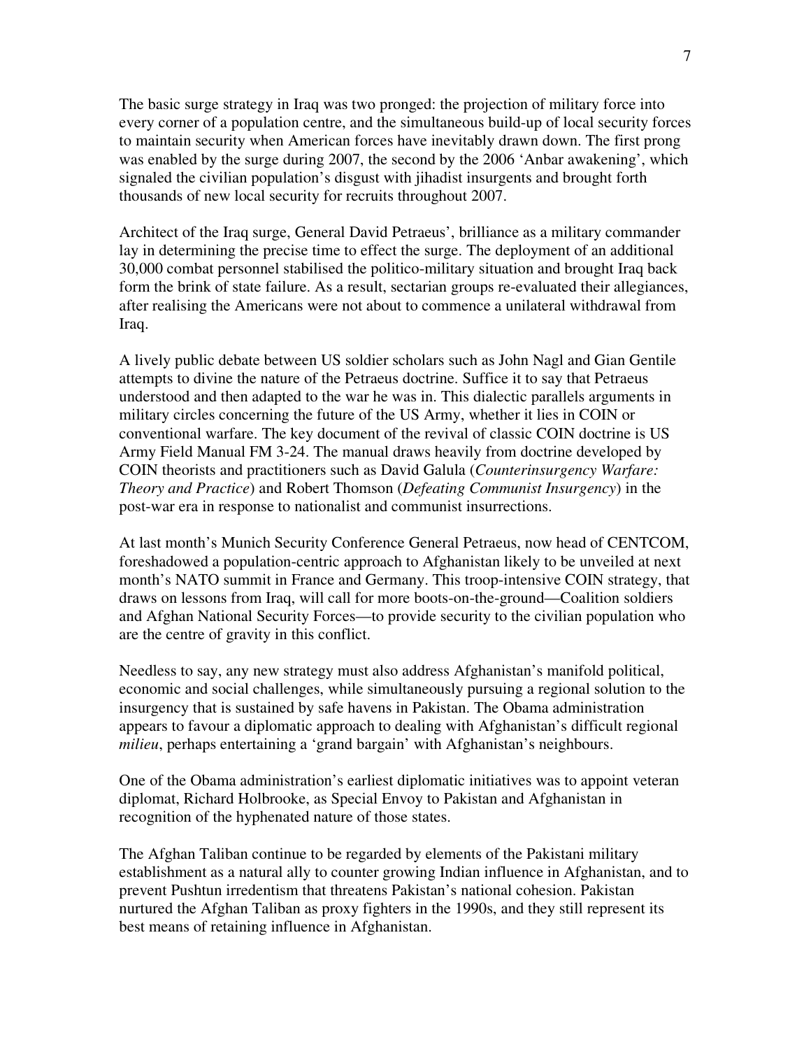The basic surge strategy in Iraq was two pronged: the projection of military force into every corner of a population centre, and the simultaneous build-up of local security forces to maintain security when American forces have inevitably drawn down. The first prong was enabled by the surge during 2007, the second by the 2006 'Anbar awakening', which signaled the civilian population's disgust with jihadist insurgents and brought forth thousands of new local security for recruits throughout 2007.

Architect of the Iraq surge, General David Petraeus', brilliance as a military commander lay in determining the precise time to effect the surge. The deployment of an additional 30,000 combat personnel stabilised the politico-military situation and brought Iraq back form the brink of state failure. As a result, sectarian groups re-evaluated their allegiances, after realising the Americans were not about to commence a unilateral withdrawal from Iraq.

A lively public debate between US soldier scholars such as John Nagl and Gian Gentile attempts to divine the nature of the Petraeus doctrine. Suffice it to say that Petraeus understood and then adapted to the war he was in. This dialectic parallels arguments in military circles concerning the future of the US Army, whether it lies in COIN or conventional warfare. The key document of the revival of classic COIN doctrine is US Army Field Manual FM 3-24. The manual draws heavily from doctrine developed by COIN theorists and practitioners such as David Galula (*Counterinsurgency Warfare: Theory and Practice*) and Robert Thomson (*Defeating Communist Insurgency*) in the post-war era in response to nationalist and communist insurrections.

At last month's Munich Security Conference General Petraeus, now head of CENTCOM, foreshadowed a population-centric approach to Afghanistan likely to be unveiled at next month's NATO summit in France and Germany. This troop-intensive COIN strategy, that draws on lessons from Iraq, will call for more boots-on-the-ground—Coalition soldiers and Afghan National Security Forces—to provide security to the civilian population who are the centre of gravity in this conflict.

Needless to say, any new strategy must also address Afghanistan's manifold political, economic and social challenges, while simultaneously pursuing a regional solution to the insurgency that is sustained by safe havens in Pakistan. The Obama administration appears to favour a diplomatic approach to dealing with Afghanistan's difficult regional *milieu*, perhaps entertaining a 'grand bargain' with Afghanistan's neighbours.

One of the Obama administration's earliest diplomatic initiatives was to appoint veteran diplomat, Richard Holbrooke, as Special Envoy to Pakistan and Afghanistan in recognition of the hyphenated nature of those states.

The Afghan Taliban continue to be regarded by elements of the Pakistani military establishment as a natural ally to counter growing Indian influence in Afghanistan, and to prevent Pushtun irredentism that threatens Pakistan's national cohesion. Pakistan nurtured the Afghan Taliban as proxy fighters in the 1990s, and they still represent its best means of retaining influence in Afghanistan.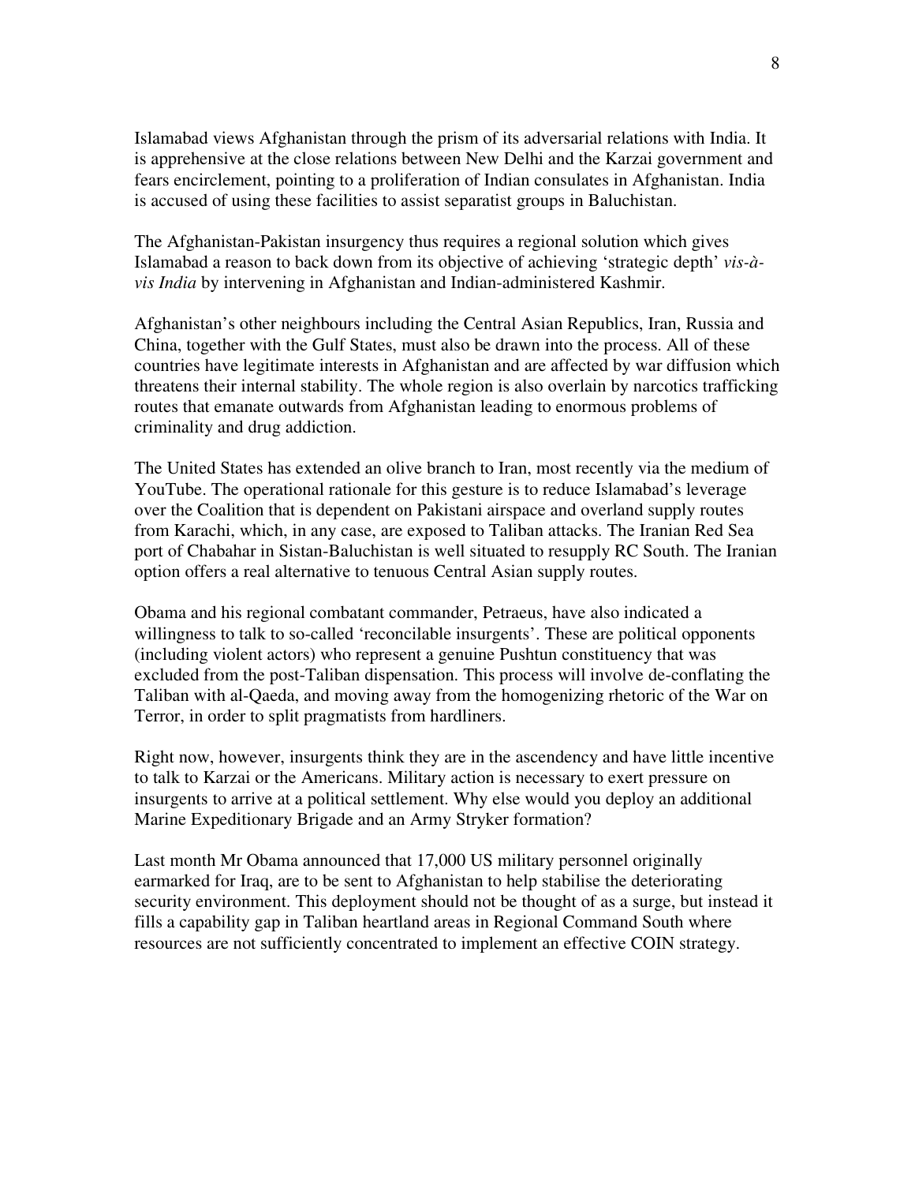Islamabad views Afghanistan through the prism of its adversarial relations with India. It is apprehensive at the close relations between New Delhi and the Karzai government and fears encirclement, pointing to a proliferation of Indian consulates in Afghanistan. India is accused of using these facilities to assist separatist groups in Baluchistan.

The Afghanistan-Pakistan insurgency thus requires a regional solution which gives Islamabad a reason to back down from its objective of achieving 'strategic depth' *vis-à-vis India* by intervening in Afghanistan and Indian-administered Kashmir.

Afghanistan's other neighbours including the Central Asian Republics, Iran, Russia and China, together with the Gulf States, must also be drawn into the process. All of these countries have legitimate interests in Afghanistan and are affected by war diffusion which threatens their internal stability. The whole region is also overlain by narcotics trafficking routes that emanate outwards from Afghanistan leading to enormous problems of criminality and drug addiction.

The United States has extended an olive branch to Iran, most recently via the medium of YouTube. The operational rationale for this gesture is to reduce Islamabad's leverage over the Coalition that is dependent on Pakistani airspace and overland supply routes from Karachi, which, in any case, are exposed to Taliban attacks. The Iranian Red Sea port of Chabahar in Sistan-Baluchistan is well situated to resupply RC South. The Iranian option offers a real alternative to tenuous Central Asian supply routes.

Obama and his regional combatant commander, Petraeus, have also indicated a willingness to talk to so-called 'reconcilable insurgents'. These are political opponents (including violent actors) who represent a genuine Pushtun constituency that was excluded from the post-Taliban dispensation. This process will involve de-conflating the Taliban with al-Qaeda, and moving away from the homogenizing rhetoric of the War on Terror, in order to split pragmatists from hardliners.

Right now, however, insurgents think they are in the ascendency and have little incentive to talk to Karzai or the Americans. Military action is necessary to exert pressure on insurgents to arrive at a political settlement. Why else would you deploy an additional Marine Expeditionary Brigade and an Army Stryker formation?

Last month Mr Obama announced that 17,000 US military personnel originally earmarked for Iraq, are to be sent to Afghanistan to help stabilise the deteriorating security environment. This deployment should not be thought of as a surge, but instead it fills a capability gap in Taliban heartland areas in Regional Command South where resources are not sufficiently concentrated to implement an effective COIN strategy.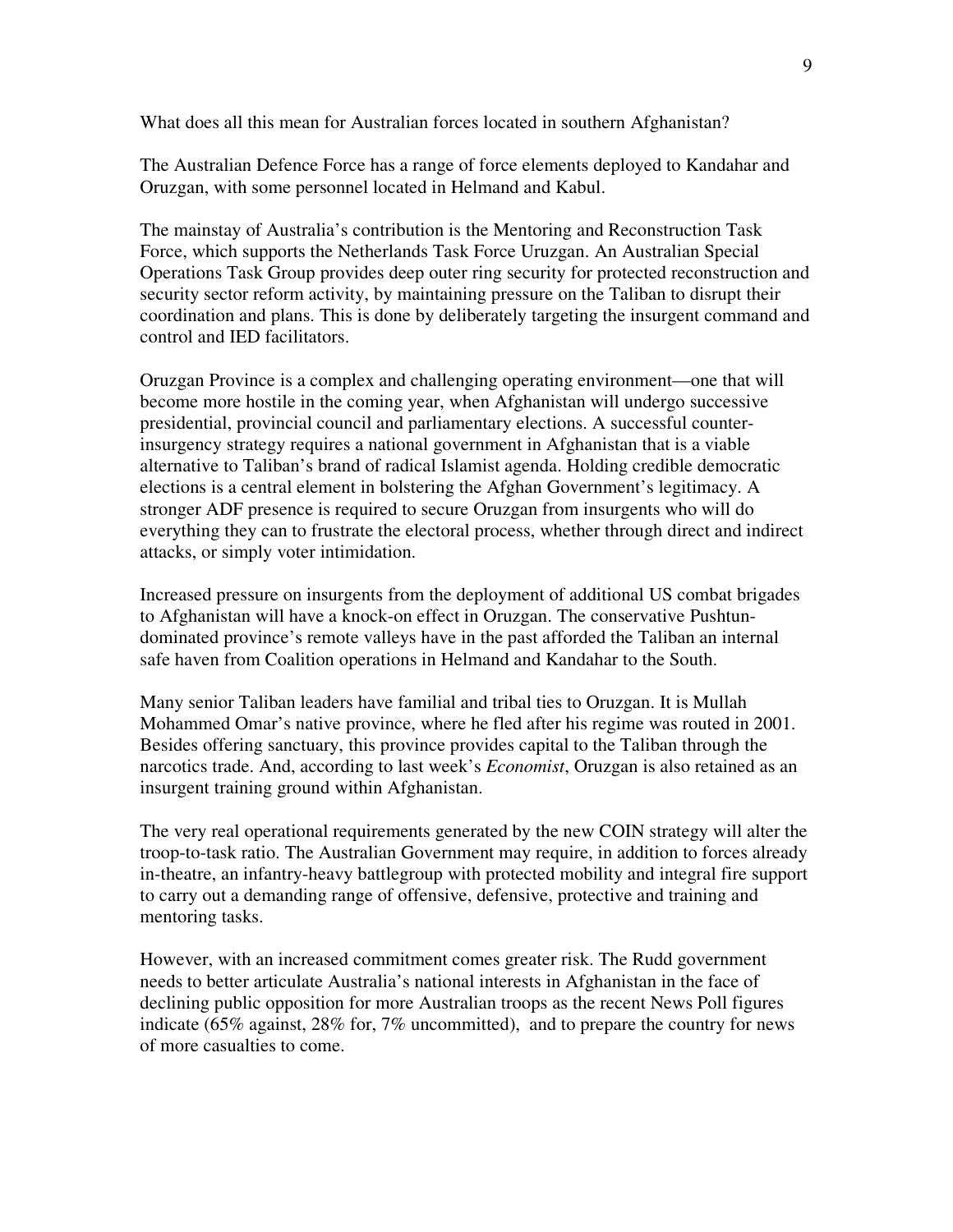What does all this mean for Australian forces located in southern Afghanistan?

The Australian Defence Force has a range of force elements deployed to Kandahar and Oruzgan, with some personnel located in Helmand and Kabul.

The mainstay of Australia's contribution is the Mentoring and Reconstruction Task Force, which supports the Netherlands Task Force Uruzgan. An Australian Special Operations Task Group provides deep outer ring security for protected reconstruction and security sector reform activity, by maintaining pressure on the Taliban to disrupt their coordination and plans. This is done by deliberately targeting the insurgent command and control and IED facilitators.

Oruzgan Province is a complex and challenging operating environment—one that will become more hostile in the coming year, when Afghanistan will undergo successive presidential, provincial council and parliamentary elections. A successful counter-insurgency strategy requires a national government in Afghanistan that is a viable alternative to Taliban's brand of radical Islamist agenda. Holding credible democratic elections is a central element in bolstering the Afghan Government's legitimacy. A stronger ADF presence is required to secure Oruzgan from insurgents who will do everything they can to frustrate the electoral process, whether through direct and indirect attacks, or simply voter intimidation.

Increased pressure on insurgents from the deployment of additional US combat brigades to Afghanistan will have a knock-on effect in Oruzgan. The conservative Pushtun-dominated province's remote valleys have in the past afforded the Taliban an internal safe haven from Coalition operations in Helmand and Kandahar to the South.

Many senior Taliban leaders have familial and tribal ties to Oruzgan. It is Mullah Mohammed Omar's native province, where he fled after his regime was routed in 2001. Besides offering sanctuary, this province provides capital to the Taliban through the narcotics trade. And, according to last week's *Economist*, Oruzgan is also retained as an insurgent training ground within Afghanistan.

The very real operational requirements generated by the new COIN strategy will alter the troop-to-task ratio. The Australian Government may require, in addition to forces already in-theatre, an infantry-heavy battlegroup with protected mobility and integral fire support to carry out a demanding range of offensive, defensive, protective and training and mentoring tasks.

However, with an increased commitment comes greater risk. The Rudd government needs to better articulate Australia's national interests in Afghanistan in the face of declining public opposition for more Australian troops as the recent News Poll figures indicate (65% against, 28% for, 7% uncommitted), and to prepare the country for news of more casualties to come.